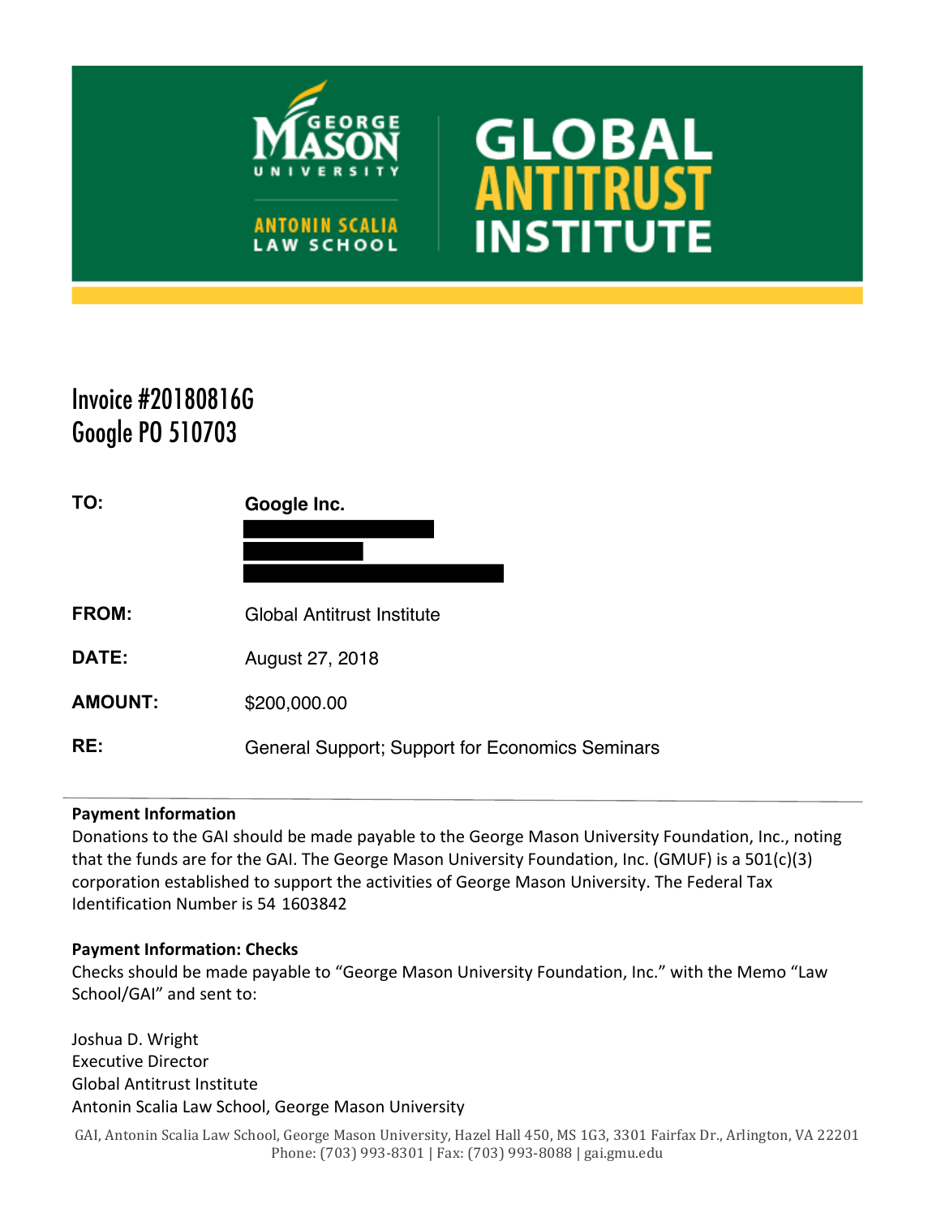# GEORGE MASON UNIVERSITY
## ANTONIN SCALIA LAW SCHOOL
## GLOBAL ANTITRUST INSTITUTE

# Invoice #20180816G
# Google PO 510703

**TO:** **Google Inc.**

**FROM:** Global Antitrust Institute

**DATE:** August 27, 2018

**AMOUNT:** $200,000.00

**RE:** General Support; Support for Economics Seminars

---

**Payment Information**

Donations to the GAI should be made payable to the George Mason University Foundation, Inc., noting that the funds are for the GAI. The George Mason University Foundation, Inc. (GMUF) is a 501(c)(3) corporation established to support the activities of George Mason University. The Federal Tax Identification Number is 54 1603842

**Payment Information: Checks**

Checks should be made payable to "George Mason University Foundation, Inc." with the Memo "Law School/GAI" and sent to:

Joshua D. Wright
Executive Director
Global Antitrust Institute
Antonin Scalia Law School, George Mason University

GAI, Antonin Scalia Law School, George Mason University, Hazel Hall 450, MS 1G3, 3301 Fairfax Dr., Arlington, VA 22201
Phone: (703) 993-8301 | Fax: (703) 993-8088 | gai.gmu.edu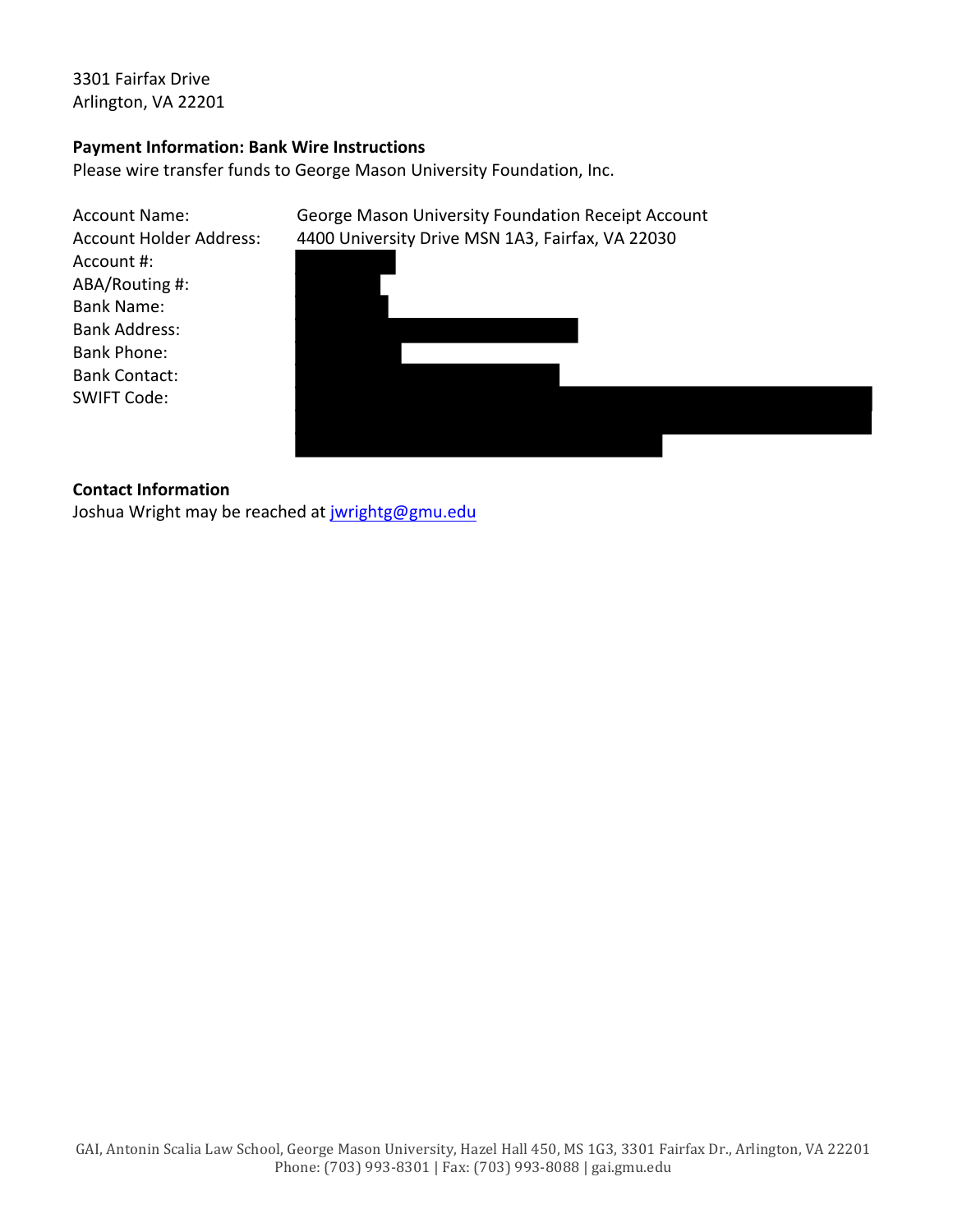3301 Fairfax Drive
Arlington, VA 22201

**Payment Information: Bank Wire Instructions**

Please wire transfer funds to George Mason University Foundation, Inc.

| | |
|---|---|
| Account Name: | George Mason University Foundation Receipt Account |
| Account Holder Address: | 4400 University Drive MSN 1A3, Fairfax, VA 22030 |
| Account #: | |
| ABA/Routing #: | |
| Bank Name: | |
| Bank Address: | |
| Bank Phone: | |
| Bank Contact: | |
| SWIFT Code: | |

**Contact Information**

Joshua Wright may be reached at jwrightg@gmu.edu

GAI, Antonin Scalia Law School, George Mason University, Hazel Hall 450, MS 1G3, 3301 Fairfax Dr., Arlington, VA 22201
Phone: (703) 993-8301 | Fax: (703) 993-8088 | gai.gmu.edu